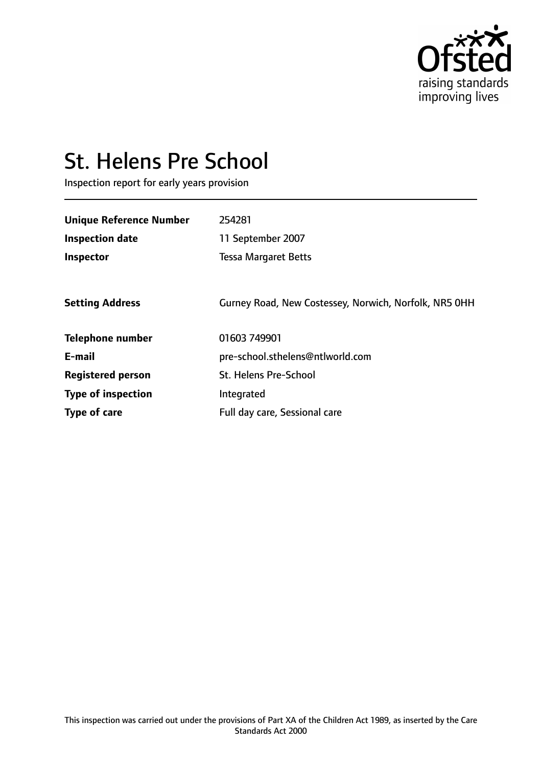# St. Helens Pre School

Inspection report for early years provision

| | |
|---|---|
| **Unique Reference Number** | 254281 |
| **Inspection date** | 11 September 2007 |
| **Inspector** | Tessa Margaret Betts |
| **Setting Address** | Gurney Road, New Costessey, Norwich, Norfolk, NR5 0HH |
| **Telephone number** | 01603 749901 |
| **E-mail** | pre-school.sthelens@ntlworld.com |
| **Registered person** | St. Helens Pre-School |
| **Type of inspection** | Integrated |
| **Type of care** | Full day care, Sessional care |

This inspection was carried out under the provisions of Part XA of the Children Act 1989, as inserted by the Care Standards Act 2000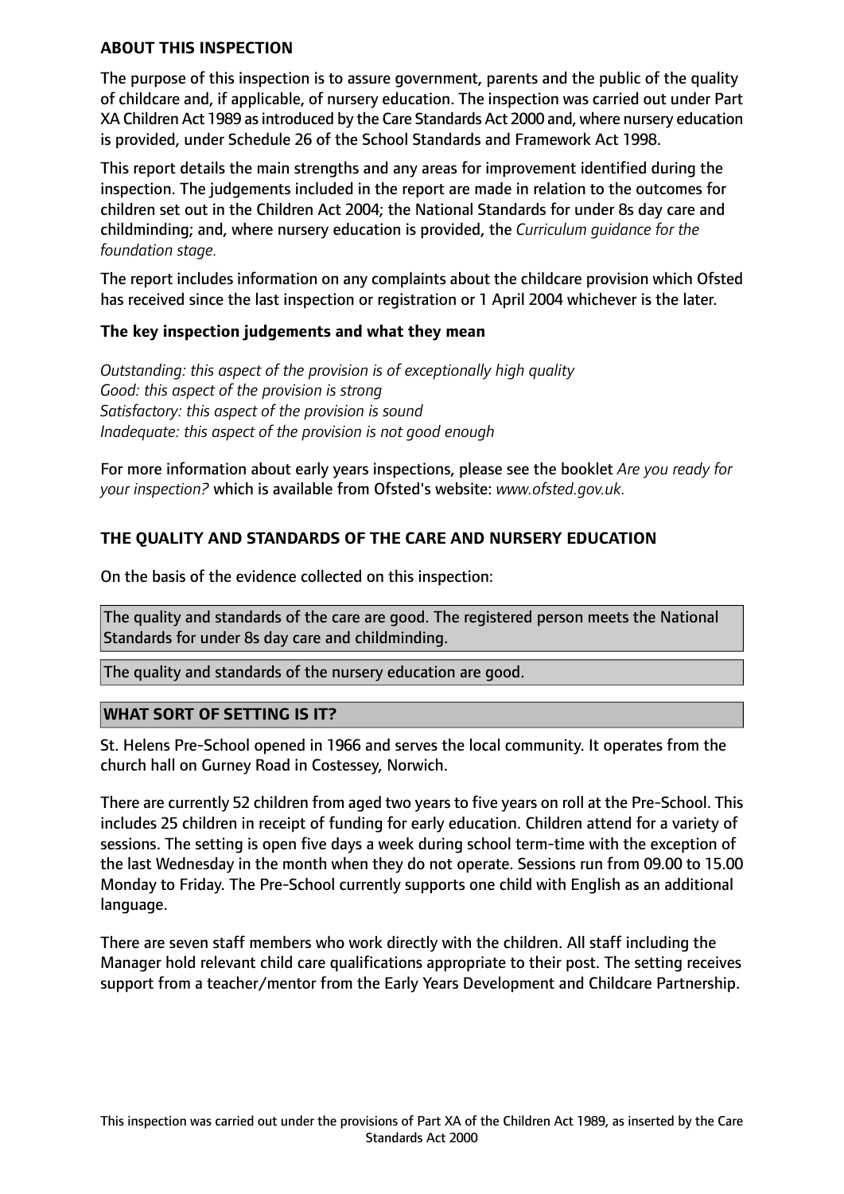## ABOUT THIS INSPECTION

The purpose of this inspection is to assure government, parents and the public of the quality of childcare and, if applicable, of nursery education. The inspection was carried out under Part XA Children Act 1989 as introduced by the Care Standards Act 2000 and, where nursery education is provided, under Schedule 26 of the School Standards and Framework Act 1998.

This report details the main strengths and any areas for improvement identified during the inspection. The judgements included in the report are made in relation to the outcomes for children set out in the Children Act 2004; the National Standards for under 8s day care and childminding; and, where nursery education is provided, the *Curriculum guidance for the foundation stage.*

The report includes information on any complaints about the childcare provision which Ofsted has received since the last inspection or registration or 1 April 2004 whichever is the later.

### The key inspection judgements and what they mean

*Outstanding: this aspect of the provision is of exceptionally high quality*
*Good: this aspect of the provision is strong*
*Satisfactory: this aspect of the provision is sound*
*Inadequate: this aspect of the provision is not good enough*

For more information about early years inspections, please see the booklet *Are you ready for your inspection?* which is available from Ofsted's website: *www.ofsted.gov.uk.*

## THE QUALITY AND STANDARDS OF THE CARE AND NURSERY EDUCATION

On the basis of the evidence collected on this inspection:

The quality and standards of the care are good. The registered person meets the National Standards for under 8s day care and childminding.

The quality and standards of the nursery education are good.

## WHAT SORT OF SETTING IS IT?

St. Helens Pre-School opened in 1966 and serves the local community. It operates from the church hall on Gurney Road in Costessey, Norwich.

There are currently 52 children from aged two years to five years on roll at the Pre-School. This includes 25 children in receipt of funding for early education. Children attend for a variety of sessions. The setting is open five days a week during school term-time with the exception of the last Wednesday in the month when they do not operate. Sessions run from 09.00 to 15.00 Monday to Friday. The Pre-School currently supports one child with English as an additional language.

There are seven staff members who work directly with the children. All staff including the Manager hold relevant child care qualifications appropriate to their post. The setting receives support from a teacher/mentor from the Early Years Development and Childcare Partnership.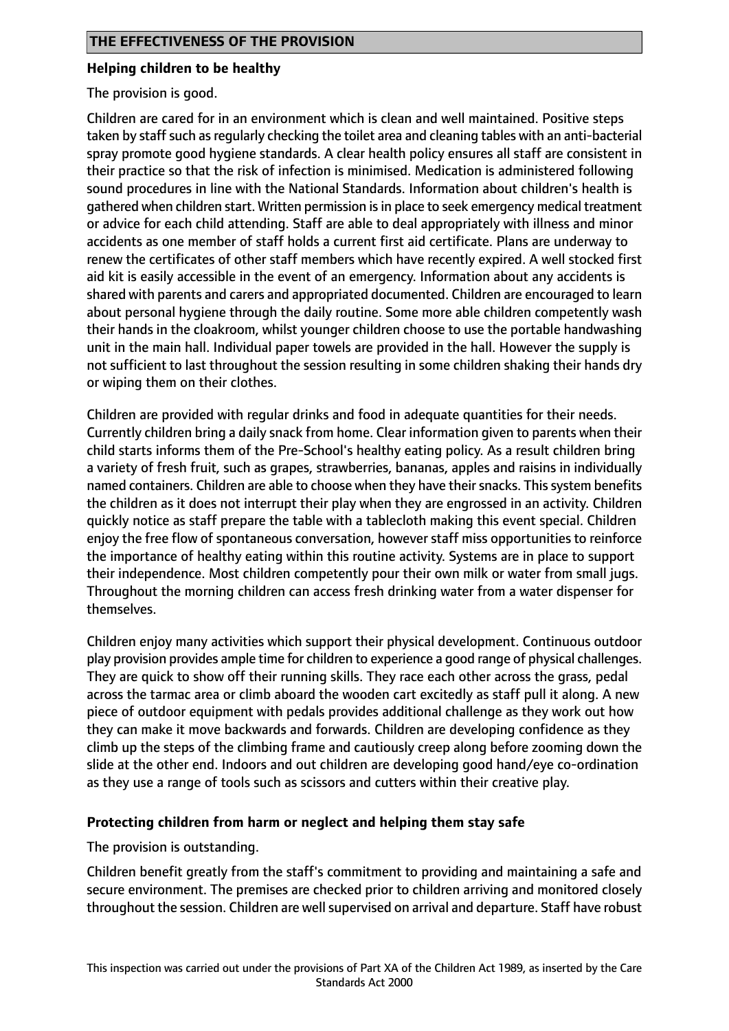## THE EFFECTIVENESS OF THE PROVISION

**Helping children to be healthy**

The provision is good.

Children are cared for in an environment which is clean and well maintained. Positive steps taken by staff such as regularly checking the toilet area and cleaning tables with an anti-bacterial spray promote good hygiene standards. A clear health policy ensures all staff are consistent in their practice so that the risk of infection is minimised. Medication is administered following sound procedures in line with the National Standards. Information about children's health is gathered when children start. Written permission is in place to seek emergency medical treatment or advice for each child attending. Staff are able to deal appropriately with illness and minor accidents as one member of staff holds a current first aid certificate. Plans are underway to renew the certificates of other staff members which have recently expired. A well stocked first aid kit is easily accessible in the event of an emergency. Information about any accidents is shared with parents and carers and appropriated documented. Children are encouraged to learn about personal hygiene through the daily routine. Some more able children competently wash their hands in the cloakroom, whilst younger children choose to use the portable handwashing unit in the main hall. Individual paper towels are provided in the hall. However the supply is not sufficient to last throughout the session resulting in some children shaking their hands dry or wiping them on their clothes.

Children are provided with regular drinks and food in adequate quantities for their needs. Currently children bring a daily snack from home. Clear information given to parents when their child starts informs them of the Pre-School's healthy eating policy. As a result children bring a variety of fresh fruit, such as grapes, strawberries, bananas, apples and raisins in individually named containers. Children are able to choose when they have their snacks. This system benefits the children as it does not interrupt their play when they are engrossed in an activity. Children quickly notice as staff prepare the table with a tablecloth making this event special. Children enjoy the free flow of spontaneous conversation, however staff miss opportunities to reinforce the importance of healthy eating within this routine activity. Systems are in place to support their independence. Most children competently pour their own milk or water from small jugs. Throughout the morning children can access fresh drinking water from a water dispenser for themselves.

Children enjoy many activities which support their physical development. Continuous outdoor play provision provides ample time for children to experience a good range of physical challenges. They are quick to show off their running skills. They race each other across the grass, pedal across the tarmac area or climb aboard the wooden cart excitedly as staff pull it along. A new piece of outdoor equipment with pedals provides additional challenge as they work out how they can make it move backwards and forwards. Children are developing confidence as they climb up the steps of the climbing frame and cautiously creep along before zooming down the slide at the other end. Indoors and out children are developing good hand/eye co-ordination as they use a range of tools such as scissors and cutters within their creative play.

**Protecting children from harm or neglect and helping them stay safe**

The provision is outstanding.

Children benefit greatly from the staff's commitment to providing and maintaining a safe and secure environment. The premises are checked prior to children arriving and monitored closely throughout the session. Children are well supervised on arrival and departure. Staff have robust

This inspection was carried out under the provisions of Part XA of the Children Act 1989, as inserted by the Care Standards Act 2000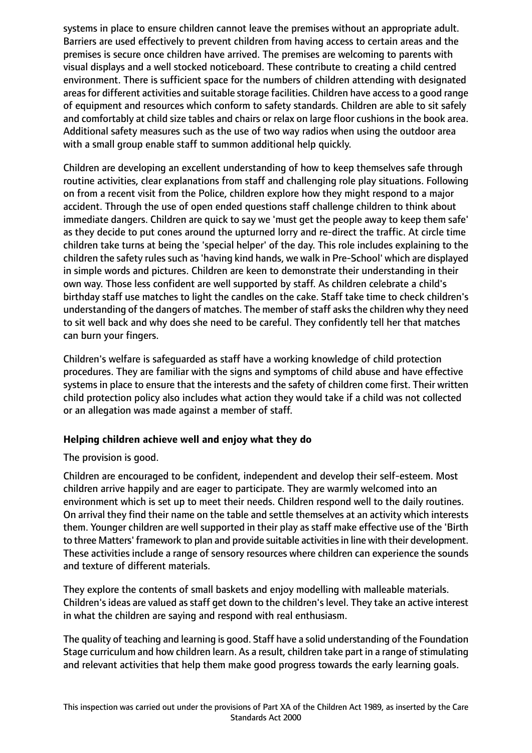systems in place to ensure children cannot leave the premises without an appropriate adult. Barriers are used effectively to prevent children from having access to certain areas and the premises is secure once children have arrived. The premises are welcoming to parents with visual displays and a well stocked noticeboard. These contribute to creating a child centred environment. There is sufficient space for the numbers of children attending with designated areas for different activities and suitable storage facilities. Children have access to a good range of equipment and resources which conform to safety standards. Children are able to sit safely and comfortably at child size tables and chairs or relax on large floor cushions in the book area. Additional safety measures such as the use of two way radios when using the outdoor area with a small group enable staff to summon additional help quickly.

Children are developing an excellent understanding of how to keep themselves safe through routine activities, clear explanations from staff and challenging role play situations. Following on from a recent visit from the Police, children explore how they might respond to a major accident. Through the use of open ended questions staff challenge children to think about immediate dangers. Children are quick to say we 'must get the people away to keep them safe' as they decide to put cones around the upturned lorry and re-direct the traffic. At circle time children take turns at being the 'special helper' of the day. This role includes explaining to the children the safety rules such as 'having kind hands, we walk in Pre-School' which are displayed in simple words and pictures. Children are keen to demonstrate their understanding in their own way. Those less confident are well supported by staff. As children celebrate a child's birthday staff use matches to light the candles on the cake. Staff take time to check children's understanding of the dangers of matches. The member of staff asks the children why they need to sit well back and why does she need to be careful. They confidently tell her that matches can burn your fingers.

Children's welfare is safeguarded as staff have a working knowledge of child protection procedures. They are familiar with the signs and symptoms of child abuse and have effective systems in place to ensure that the interests and the safety of children come first. Their written child protection policy also includes what action they would take if a child was not collected or an allegation was made against a member of staff.

### Helping children achieve well and enjoy what they do

The provision is good.

Children are encouraged to be confident, independent and develop their self-esteem. Most children arrive happily and are eager to participate. They are warmly welcomed into an environment which is set up to meet their needs. Children respond well to the daily routines. On arrival they find their name on the table and settle themselves at an activity which interests them. Younger children are well supported in their play as staff make effective use of the 'Birth to three Matters' framework to plan and provide suitable activities in line with their development. These activities include a range of sensory resources where children can experience the sounds and texture of different materials.

They explore the contents of small baskets and enjoy modelling with malleable materials. Children's ideas are valued as staff get down to the children's level. They take an active interest in what the children are saying and respond with real enthusiasm.

The quality of teaching and learning is good. Staff have a solid understanding of the Foundation Stage curriculum and how children learn. As a result, children take part in a range of stimulating and relevant activities that help them make good progress towards the early learning goals.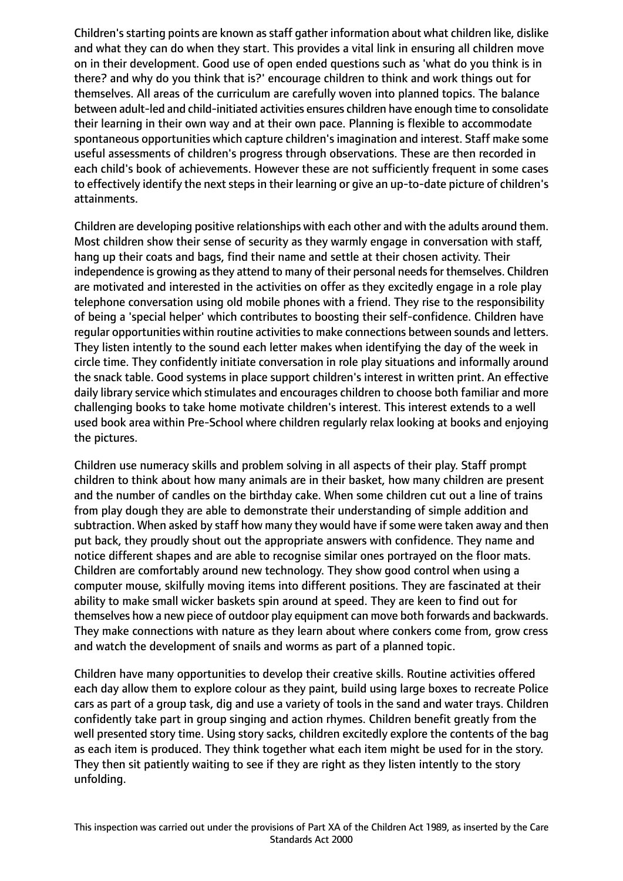Children's starting points are known as staff gather information about what children like, dislike and what they can do when they start. This provides a vital link in ensuring all children move on in their development. Good use of open ended questions such as 'what do you think is in there? and why do you think that is?' encourage children to think and work things out for themselves. All areas of the curriculum are carefully woven into planned topics. The balance between adult-led and child-initiated activities ensures children have enough time to consolidate their learning in their own way and at their own pace. Planning is flexible to accommodate spontaneous opportunities which capture children's imagination and interest. Staff make some useful assessments of children's progress through observations. These are then recorded in each child's book of achievements. However these are not sufficiently frequent in some cases to effectively identify the next steps in their learning or give an up-to-date picture of children's attainments.

Children are developing positive relationships with each other and with the adults around them. Most children show their sense of security as they warmly engage in conversation with staff, hang up their coats and bags, find their name and settle at their chosen activity. Their independence is growing as they attend to many of their personal needs for themselves. Children are motivated and interested in the activities on offer as they excitedly engage in a role play telephone conversation using old mobile phones with a friend. They rise to the responsibility of being a 'special helper' which contributes to boosting their self-confidence. Children have regular opportunities within routine activities to make connections between sounds and letters. They listen intently to the sound each letter makes when identifying the day of the week in circle time. They confidently initiate conversation in role play situations and informally around the snack table. Good systems in place support children's interest in written print. An effective daily library service which stimulates and encourages children to choose both familiar and more challenging books to take home motivate children's interest. This interest extends to a well used book area within Pre-School where children regularly relax looking at books and enjoying the pictures.

Children use numeracy skills and problem solving in all aspects of their play. Staff prompt children to think about how many animals are in their basket, how many children are present and the number of candles on the birthday cake. When some children cut out a line of trains from play dough they are able to demonstrate their understanding of simple addition and subtraction. When asked by staff how many they would have if some were taken away and then put back, they proudly shout out the appropriate answers with confidence. They name and notice different shapes and are able to recognise similar ones portrayed on the floor mats. Children are comfortably around new technology. They show good control when using a computer mouse, skilfully moving items into different positions. They are fascinated at their ability to make small wicker baskets spin around at speed. They are keen to find out for themselves how a new piece of outdoor play equipment can move both forwards and backwards. They make connections with nature as they learn about where conkers come from, grow cress and watch the development of snails and worms as part of a planned topic.

Children have many opportunities to develop their creative skills. Routine activities offered each day allow them to explore colour as they paint, build using large boxes to recreate Police cars as part of a group task, dig and use a variety of tools in the sand and water trays. Children confidently take part in group singing and action rhymes. Children benefit greatly from the well presented story time. Using story sacks, children excitedly explore the contents of the bag as each item is produced. They think together what each item might be used for in the story. They then sit patiently waiting to see if they are right as they listen intently to the story unfolding.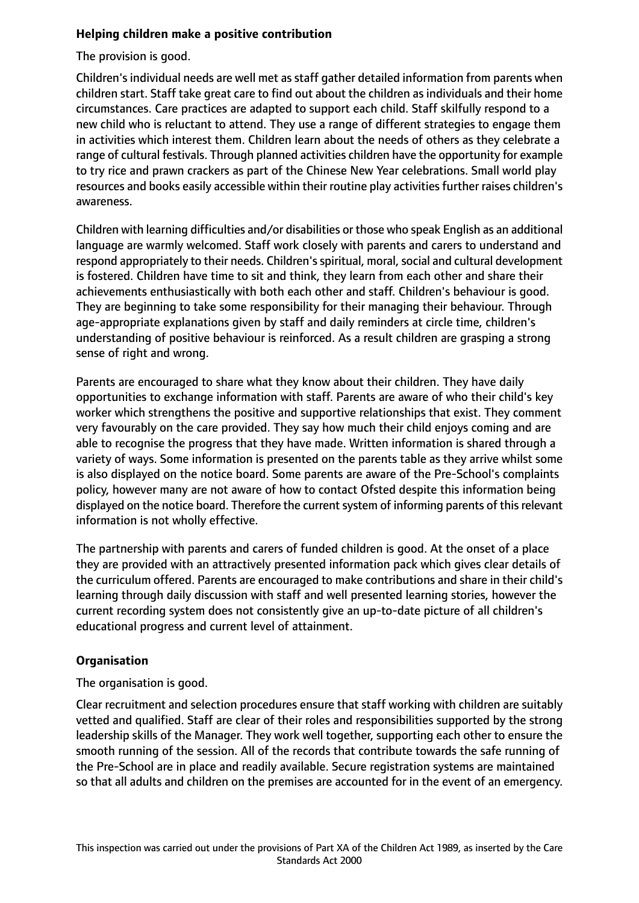**Helping children make a positive contribution**

The provision is good.

Children's individual needs are well met as staff gather detailed information from parents when children start. Staff take great care to find out about the children as individuals and their home circumstances. Care practices are adapted to support each child. Staff skilfully respond to a new child who is reluctant to attend. They use a range of different strategies to engage them in activities which interest them. Children learn about the needs of others as they celebrate a range of cultural festivals. Through planned activities children have the opportunity for example to try rice and prawn crackers as part of the Chinese New Year celebrations. Small world play resources and books easily accessible within their routine play activities further raises children's awareness.

Children with learning difficulties and/or disabilities or those who speak English as an additional language are warmly welcomed. Staff work closely with parents and carers to understand and respond appropriately to their needs. Children's spiritual, moral, social and cultural development is fostered. Children have time to sit and think, they learn from each other and share their achievements enthusiastically with both each other and staff. Children's behaviour is good. They are beginning to take some responsibility for their managing their behaviour. Through age-appropriate explanations given by staff and daily reminders at circle time, children's understanding of positive behaviour is reinforced. As a result children are grasping a strong sense of right and wrong.

Parents are encouraged to share what they know about their children. They have daily opportunities to exchange information with staff. Parents are aware of who their child's key worker which strengthens the positive and supportive relationships that exist. They comment very favourably on the care provided. They say how much their child enjoys coming and are able to recognise the progress that they have made. Written information is shared through a variety of ways. Some information is presented on the parents table as they arrive whilst some is also displayed on the notice board. Some parents are aware of the Pre-School's complaints policy, however many are not aware of how to contact Ofsted despite this information being displayed on the notice board. Therefore the current system of informing parents of this relevant information is not wholly effective.

The partnership with parents and carers of funded children is good. At the onset of a place they are provided with an attractively presented information pack which gives clear details of the curriculum offered. Parents are encouraged to make contributions and share in their child's learning through daily discussion with staff and well presented learning stories, however the current recording system does not consistently give an up-to-date picture of all children's educational progress and current level of attainment.

**Organisation**

The organisation is good.

Clear recruitment and selection procedures ensure that staff working with children are suitably vetted and qualified. Staff are clear of their roles and responsibilities supported by the strong leadership skills of the Manager. They work well together, supporting each other to ensure the smooth running of the session. All of the records that contribute towards the safe running of the Pre-School are in place and readily available. Secure registration systems are maintained so that all adults and children on the premises are accounted for in the event of an emergency.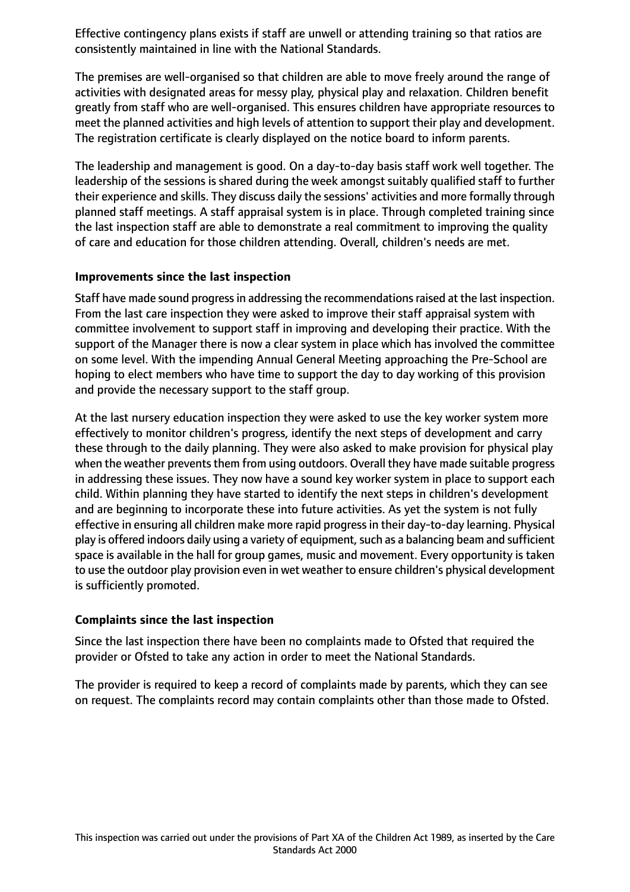Effective contingency plans exists if staff are unwell or attending training so that ratios are consistently maintained in line with the National Standards.

The premises are well-organised so that children are able to move freely around the range of activities with designated areas for messy play, physical play and relaxation. Children benefit greatly from staff who are well-organised. This ensures children have appropriate resources to meet the planned activities and high levels of attention to support their play and development. The registration certificate is clearly displayed on the notice board to inform parents.

The leadership and management is good. On a day-to-day basis staff work well together. The leadership of the sessions is shared during the week amongst suitably qualified staff to further their experience and skills. They discuss daily the sessions' activities and more formally through planned staff meetings. A staff appraisal system is in place. Through completed training since the last inspection staff are able to demonstrate a real commitment to improving the quality of care and education for those children attending. Overall, children's needs are met.

**Improvements since the last inspection**

Staff have made sound progress in addressing the recommendations raised at the last inspection. From the last care inspection they were asked to improve their staff appraisal system with committee involvement to support staff in improving and developing their practice. With the support of the Manager there is now a clear system in place which has involved the committee on some level. With the impending Annual General Meeting approaching the Pre-School are hoping to elect members who have time to support the day to day working of this provision and provide the necessary support to the staff group.

At the last nursery education inspection they were asked to use the key worker system more effectively to monitor children's progress, identify the next steps of development and carry these through to the daily planning. They were also asked to make provision for physical play when the weather prevents them from using outdoors. Overall they have made suitable progress in addressing these issues. They now have a sound key worker system in place to support each child. Within planning they have started to identify the next steps in children's development and are beginning to incorporate these into future activities. As yet the system is not fully effective in ensuring all children make more rapid progress in their day-to-day learning. Physical play is offered indoors daily using a variety of equipment, such as a balancing beam and sufficient space is available in the hall for group games, music and movement. Every opportunity is taken to use the outdoor play provision even in wet weather to ensure children's physical development is sufficiently promoted.

**Complaints since the last inspection**

Since the last inspection there have been no complaints made to Ofsted that required the provider or Ofsted to take any action in order to meet the National Standards.

The provider is required to keep a record of complaints made by parents, which they can see on request. The complaints record may contain complaints other than those made to Ofsted.

This inspection was carried out under the provisions of Part XA of the Children Act 1989, as inserted by the Care Standards Act 2000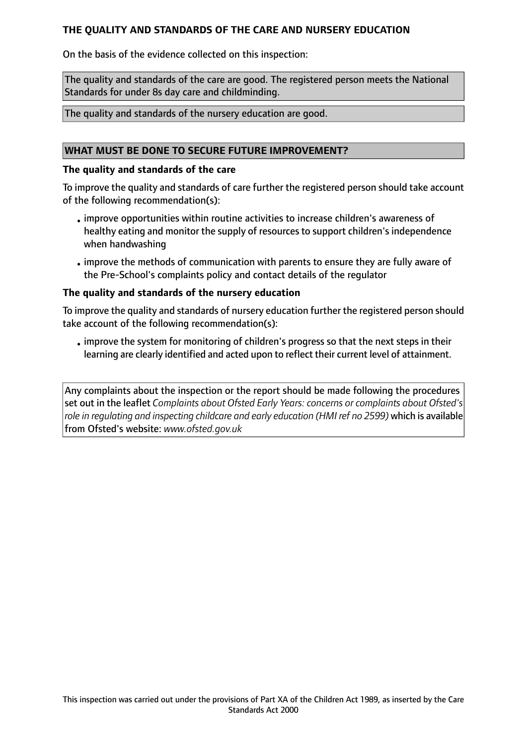## THE QUALITY AND STANDARDS OF THE CARE AND NURSERY EDUCATION

On the basis of the evidence collected on this inspection:

The quality and standards of the care are good. The registered person meets the National Standards for under 8s day care and childminding.

The quality and standards of the nursery education are good.

## WHAT MUST BE DONE TO SECURE FUTURE IMPROVEMENT?

### The quality and standards of the care

To improve the quality and standards of care further the registered person should take account of the following recommendation(s):

- improve opportunities within routine activities to increase children's awareness of healthy eating and monitor the supply of resources to support children's independence when handwashing
- improve the methods of communication with parents to ensure they are fully aware of the Pre-School's complaints policy and contact details of the regulator

### The quality and standards of the nursery education

To improve the quality and standards of nursery education further the registered person should take account of the following recommendation(s):

- improve the system for monitoring of children's progress so that the next steps in their learning are clearly identified and acted upon to reflect their current level of attainment.

Any complaints about the inspection or the report should be made following the procedures set out in the leaflet *Complaints about Ofsted Early Years: concerns or complaints about Ofsted's role in regulating and inspecting childcare and early education (HMI ref no 2599)* which is available from Ofsted's website: *www.ofsted.gov.uk*

This inspection was carried out under the provisions of Part XA of the Children Act 1989, as inserted by the Care Standards Act 2000